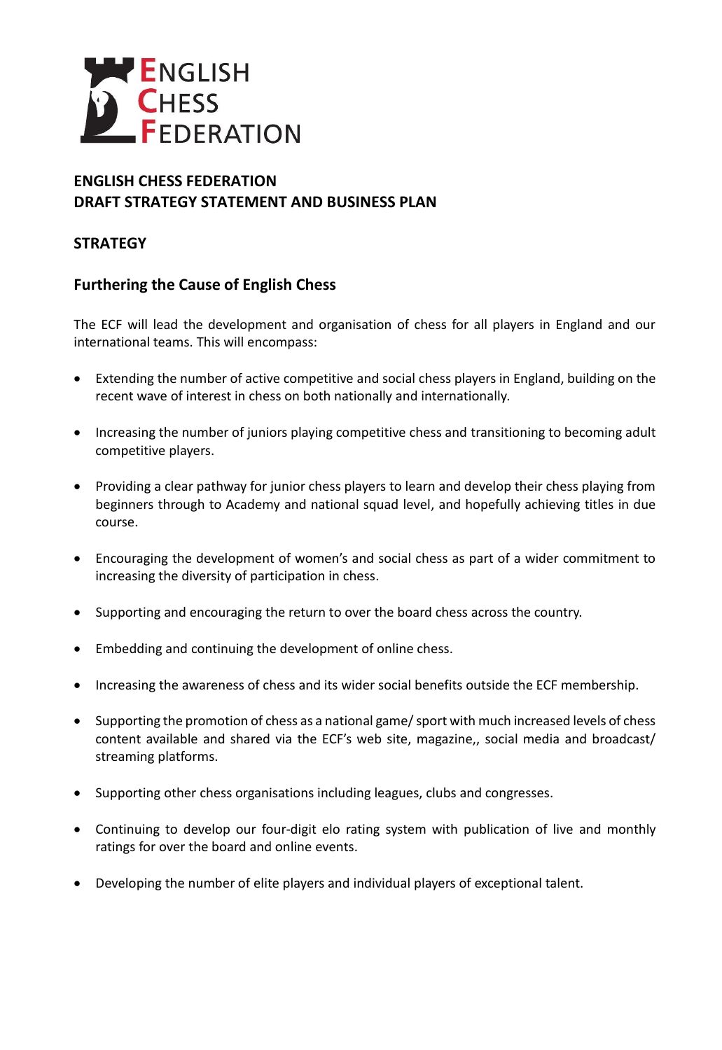ENGLISH CHESS FEDERATION

## ENGLISH CHESS FEDERATION
## DRAFT STRATEGY STATEMENT AND BUSINESS PLAN

## STRATEGY

### Furthering the Cause of English Chess

The ECF will lead the development and organisation of chess for all players in England and our international teams. This will encompass:

- Extending the number of active competitive and social chess players in England, building on the recent wave of interest in chess on both nationally and internationally.
- Increasing the number of juniors playing competitive chess and transitioning to becoming adult competitive players.
- Providing a clear pathway for junior chess players to learn and develop their chess playing from beginners through to Academy and national squad level, and hopefully achieving titles in due course.
- Encouraging the development of women's and social chess as part of a wider commitment to increasing the diversity of participation in chess.
- Supporting and encouraging the return to over the board chess across the country.
- Embedding and continuing the development of online chess.
- Increasing the awareness of chess and its wider social benefits outside the ECF membership.
- Supporting the promotion of chess as a national game/ sport with much increased levels of chess content available and shared via the ECF's web site, magazine,, social media and broadcast/ streaming platforms.
- Supporting other chess organisations including leagues, clubs and congresses.
- Continuing to develop our four-digit elo rating system with publication of live and monthly ratings for over the board and online events.
- Developing the number of elite players and individual players of exceptional talent.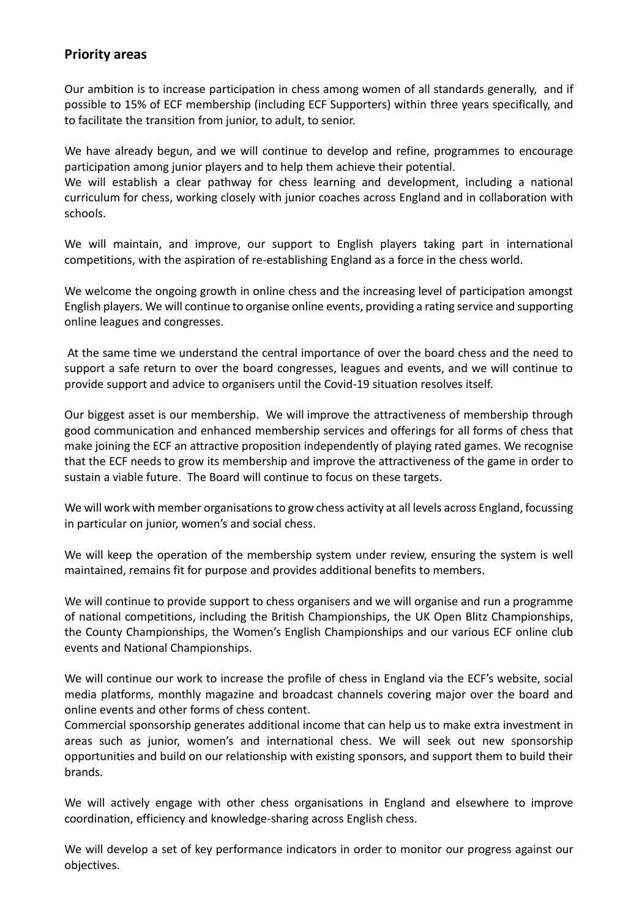## Priority areas

Our ambition is to increase participation in chess among women of all standards generally, and if possible to 15% of ECF membership (including ECF Supporters) within three years specifically, and to facilitate the transition from junior, to adult, to senior.

We have already begun, and we will continue to develop and refine, programmes to encourage participation among junior players and to help them achieve their potential.
We will establish a clear pathway for chess learning and development, including a national curriculum for chess, working closely with junior coaches across England and in collaboration with schools.

We will maintain, and improve, our support to English players taking part in international competitions, with the aspiration of re-establishing England as a force in the chess world.

We welcome the ongoing growth in online chess and the increasing level of participation amongst English players. We will continue to organise online events, providing a rating service and supporting online leagues and congresses.

At the same time we understand the central importance of over the board chess and the need to support a safe return to over the board congresses, leagues and events, and we will continue to provide support and advice to organisers until the Covid-19 situation resolves itself.

Our biggest asset is our membership. We will improve the attractiveness of membership through good communication and enhanced membership services and offerings for all forms of chess that make joining the ECF an attractive proposition independently of playing rated games. We recognise that the ECF needs to grow its membership and improve the attractiveness of the game in order to sustain a viable future. The Board will continue to focus on these targets.

We will work with member organisations to grow chess activity at all levels across England, focussing in particular on junior, women's and social chess.

We will keep the operation of the membership system under review, ensuring the system is well maintained, remains fit for purpose and provides additional benefits to members.

We will continue to provide support to chess organisers and we will organise and run a programme of national competitions, including the British Championships, the UK Open Blitz Championships, the County Championships, the Women's English Championships and our various ECF online club events and National Championships.

We will continue our work to increase the profile of chess in England via the ECF's website, social media platforms, monthly magazine and broadcast channels covering major over the board and online events and other forms of chess content.
Commercial sponsorship generates additional income that can help us to make extra investment in areas such as junior, women's and international chess. We will seek out new sponsorship opportunities and build on our relationship with existing sponsors, and support them to build their brands.

We will actively engage with other chess organisations in England and elsewhere to improve coordination, efficiency and knowledge-sharing across English chess.

We will develop a set of key performance indicators in order to monitor our progress against our objectives.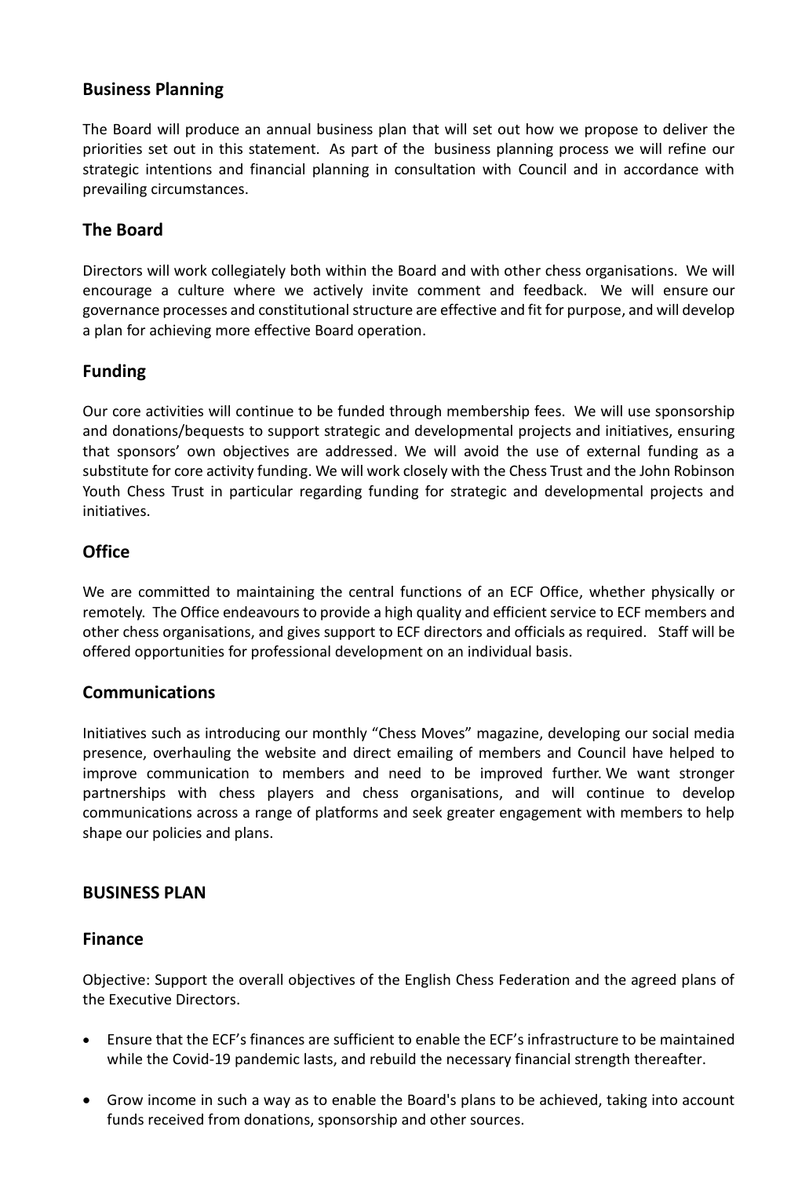## Business Planning

The Board will produce an annual business plan that will set out how we propose to deliver the priorities set out in this statement. As part of the business planning process we will refine our strategic intentions and financial planning in consultation with Council and in accordance with prevailing circumstances.

## The Board

Directors will work collegiately both within the Board and with other chess organisations. We will encourage a culture where we actively invite comment and feedback. We will ensure our governance processes and constitutional structure are effective and fit for purpose, and will develop a plan for achieving more effective Board operation.

## Funding

Our core activities will continue to be funded through membership fees. We will use sponsorship and donations/bequests to support strategic and developmental projects and initiatives, ensuring that sponsors' own objectives are addressed. We will avoid the use of external funding as a substitute for core activity funding. We will work closely with the Chess Trust and the John Robinson Youth Chess Trust in particular regarding funding for strategic and developmental projects and initiatives.

## Office

We are committed to maintaining the central functions of an ECF Office, whether physically or remotely. The Office endeavours to provide a high quality and efficient service to ECF members and other chess organisations, and gives support to ECF directors and officials as required. Staff will be offered opportunities for professional development on an individual basis.

## Communications

Initiatives such as introducing our monthly "Chess Moves" magazine, developing our social media presence, overhauling the website and direct emailing of members and Council have helped to improve communication to members and need to be improved further. We want stronger partnerships with chess players and chess organisations, and will continue to develop communications across a range of platforms and seek greater engagement with members to help shape our policies and plans.

# BUSINESS PLAN

## Finance

Objective: Support the overall objectives of the English Chess Federation and the agreed plans of the Executive Directors.

- Ensure that the ECF's finances are sufficient to enable the ECF's infrastructure to be maintained while the Covid-19 pandemic lasts, and rebuild the necessary financial strength thereafter.
- Grow income in such a way as to enable the Board's plans to be achieved, taking into account funds received from donations, sponsorship and other sources.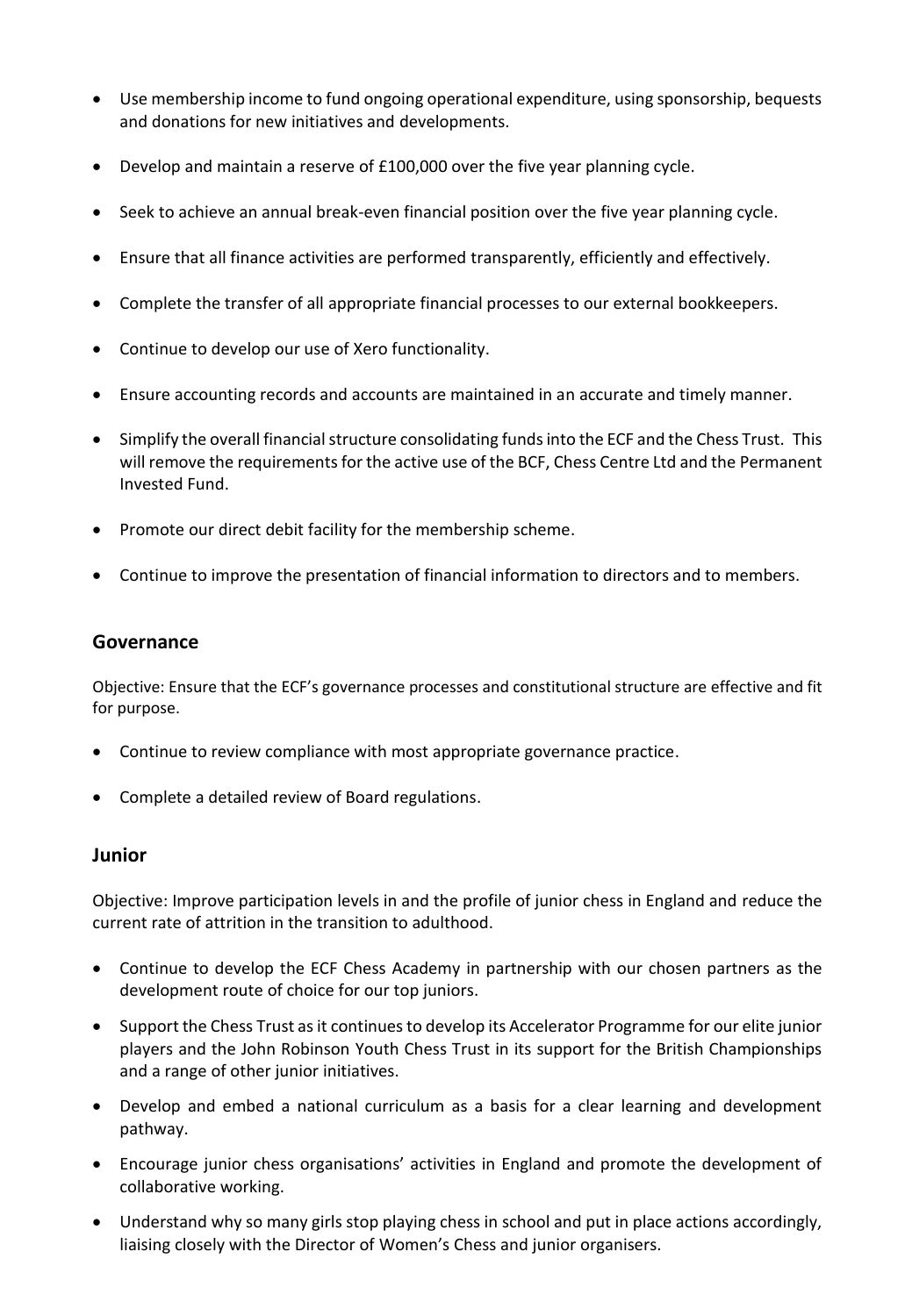- Use membership income to fund ongoing operational expenditure, using sponsorship, bequests and donations for new initiatives and developments.
- Develop and maintain a reserve of £100,000 over the five year planning cycle.
- Seek to achieve an annual break-even financial position over the five year planning cycle.
- Ensure that all finance activities are performed transparently, efficiently and effectively.
- Complete the transfer of all appropriate financial processes to our external bookkeepers.
- Continue to develop our use of Xero functionality.
- Ensure accounting records and accounts are maintained in an accurate and timely manner.
- Simplify the overall financial structure consolidating funds into the ECF and the Chess Trust. This will remove the requirements for the active use of the BCF, Chess Centre Ltd and the Permanent Invested Fund.
- Promote our direct debit facility for the membership scheme.
- Continue to improve the presentation of financial information to directors and to members.

## Governance

Objective: Ensure that the ECF's governance processes and constitutional structure are effective and fit for purpose.

- Continue to review compliance with most appropriate governance practice.
- Complete a detailed review of Board regulations.

## Junior

Objective: Improve participation levels in and the profile of junior chess in England and reduce the current rate of attrition in the transition to adulthood.

- Continue to develop the ECF Chess Academy in partnership with our chosen partners as the development route of choice for our top juniors.
- Support the Chess Trust as it continues to develop its Accelerator Programme for our elite junior players and the John Robinson Youth Chess Trust in its support for the British Championships and a range of other junior initiatives.
- Develop and embed a national curriculum as a basis for a clear learning and development pathway.
- Encourage junior chess organisations' activities in England and promote the development of collaborative working.
- Understand why so many girls stop playing chess in school and put in place actions accordingly, liaising closely with the Director of Women's Chess and junior organisers.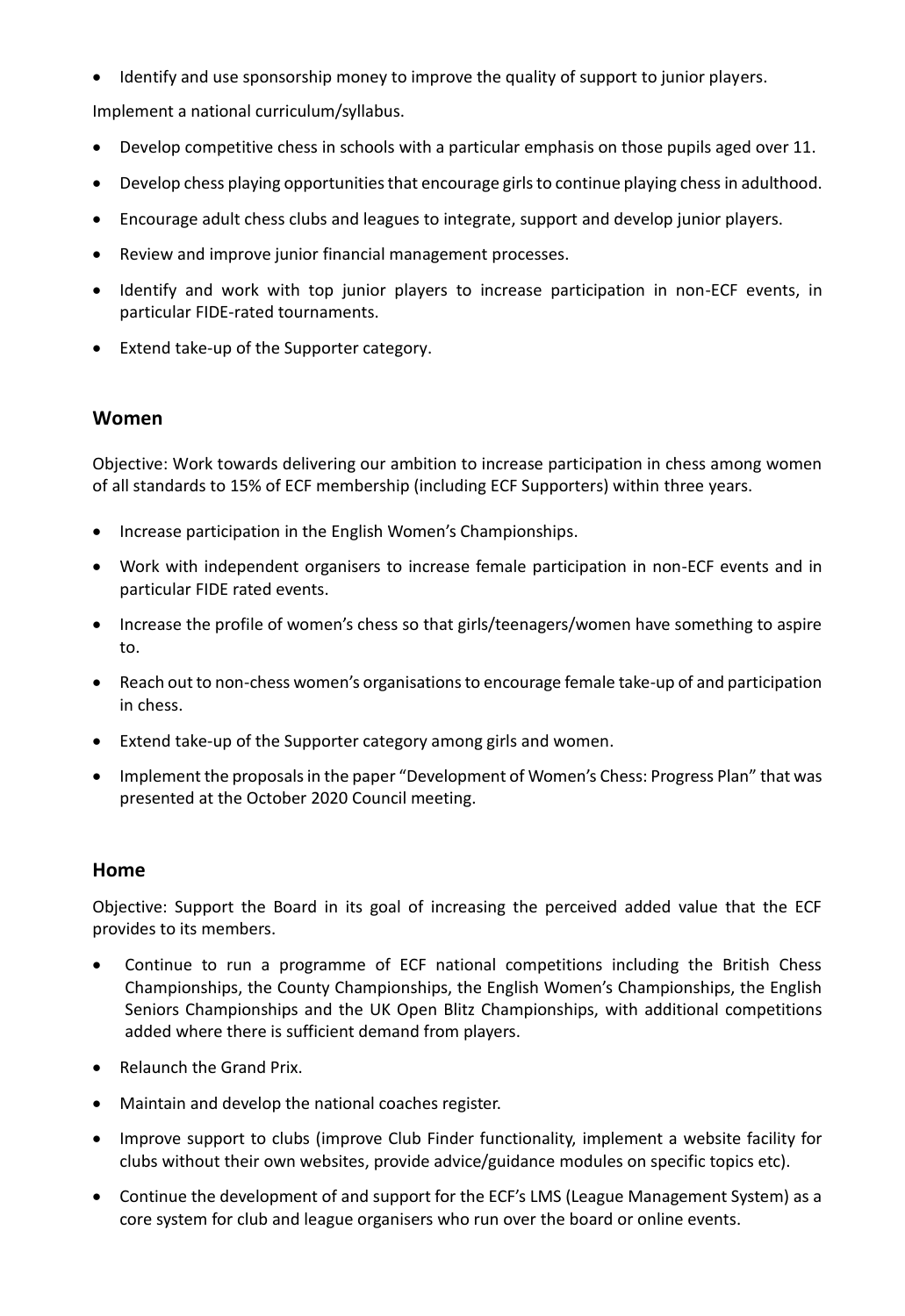- Identify and use sponsorship money to improve the quality of support to junior players.

Implement a national curriculum/syllabus.

- Develop competitive chess in schools with a particular emphasis on those pupils aged over 11.
- Develop chess playing opportunities that encourage girls to continue playing chess in adulthood.
- Encourage adult chess clubs and leagues to integrate, support and develop junior players.
- Review and improve junior financial management processes.
- Identify and work with top junior players to increase participation in non-ECF events, in particular FIDE-rated tournaments.
- Extend take-up of the Supporter category.

## Women

Objective: Work towards delivering our ambition to increase participation in chess among women of all standards to 15% of ECF membership (including ECF Supporters) within three years.

- Increase participation in the English Women's Championships.
- Work with independent organisers to increase female participation in non-ECF events and in particular FIDE rated events.
- Increase the profile of women's chess so that girls/teenagers/women have something to aspire to.
- Reach out to non-chess women's organisations to encourage female take-up of and participation in chess.
- Extend take-up of the Supporter category among girls and women.
- Implement the proposals in the paper "Development of Women's Chess: Progress Plan" that was presented at the October 2020 Council meeting.

## Home

Objective: Support the Board in its goal of increasing the perceived added value that the ECF provides to its members.

- Continue to run a programme of ECF national competitions including the British Chess Championships, the County Championships, the English Women's Championships, the English Seniors Championships and the UK Open Blitz Championships, with additional competitions added where there is sufficient demand from players.
- Relaunch the Grand Prix.
- Maintain and develop the national coaches register.
- Improve support to clubs (improve Club Finder functionality, implement a website facility for clubs without their own websites, provide advice/guidance modules on specific topics etc).
- Continue the development of and support for the ECF's LMS (League Management System) as a core system for club and league organisers who run over the board or online events.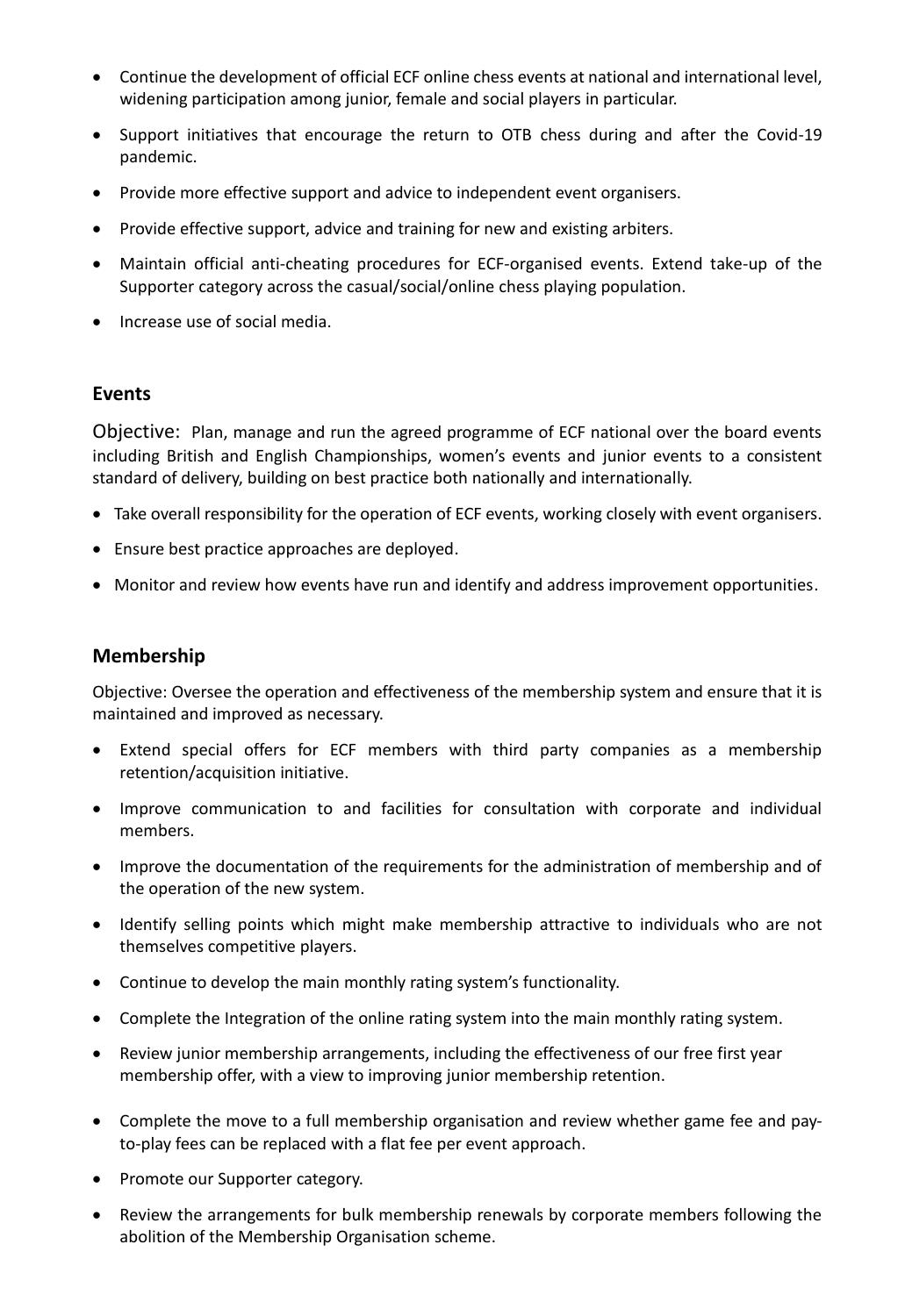- Continue the development of official ECF online chess events at national and international level, widening participation among junior, female and social players in particular.
- Support initiatives that encourage the return to OTB chess during and after the Covid-19 pandemic.
- Provide more effective support and advice to independent event organisers.
- Provide effective support, advice and training for new and existing arbiters.
- Maintain official anti-cheating procedures for ECF-organised events. Extend take-up of the Supporter category across the casual/social/online chess playing population.
- Increase use of social media.

## Events

Objective: Plan, manage and run the agreed programme of ECF national over the board events including British and English Championships, women's events and junior events to a consistent standard of delivery, building on best practice both nationally and internationally.

- Take overall responsibility for the operation of ECF events, working closely with event organisers.
- Ensure best practice approaches are deployed.
- Monitor and review how events have run and identify and address improvement opportunities.

## Membership

Objective: Oversee the operation and effectiveness of the membership system and ensure that it is maintained and improved as necessary.

- Extend special offers for ECF members with third party companies as a membership retention/acquisition initiative.
- Improve communication to and facilities for consultation with corporate and individual members.
- Improve the documentation of the requirements for the administration of membership and of the operation of the new system.
- Identify selling points which might make membership attractive to individuals who are not themselves competitive players.
- Continue to develop the main monthly rating system's functionality.
- Complete the Integration of the online rating system into the main monthly rating system.
- Review junior membership arrangements, including the effectiveness of our free first year membership offer, with a view to improving junior membership retention.
- Complete the move to a full membership organisation and review whether game fee and pay-to-play fees can be replaced with a flat fee per event approach.
- Promote our Supporter category.
- Review the arrangements for bulk membership renewals by corporate members following the abolition of the Membership Organisation scheme.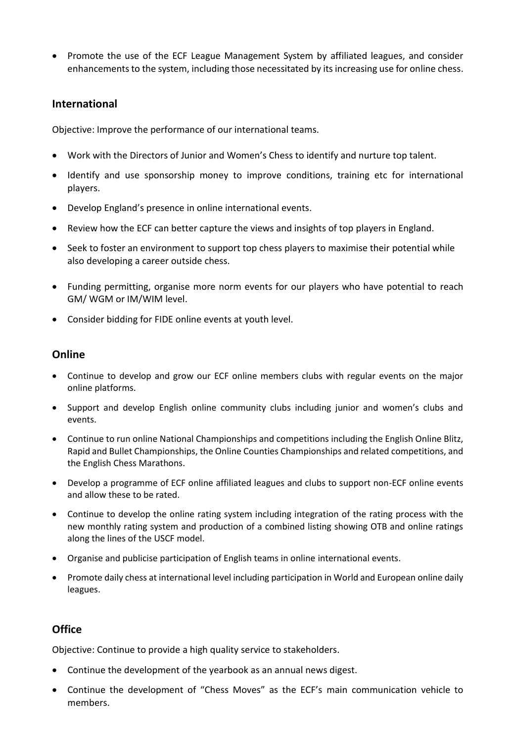- Promote the use of the ECF League Management System by affiliated leagues, and consider enhancements to the system, including those necessitated by its increasing use for online chess.

## International

Objective: Improve the performance of our international teams.

- Work with the Directors of Junior and Women's Chess to identify and nurture top talent.
- Identify and use sponsorship money to improve conditions, training etc for international players.
- Develop England's presence in online international events.
- Review how the ECF can better capture the views and insights of top players in England.
- Seek to foster an environment to support top chess players to maximise their potential while also developing a career outside chess.
- Funding permitting, organise more norm events for our players who have potential to reach GM/ WGM or IM/WIM level.
- Consider bidding for FIDE online events at youth level.

## Online

- Continue to develop and grow our ECF online members clubs with regular events on the major online platforms.
- Support and develop English online community clubs including junior and women's clubs and events.
- Continue to run online National Championships and competitions including the English Online Blitz, Rapid and Bullet Championships, the Online Counties Championships and related competitions, and the English Chess Marathons.
- Develop a programme of ECF online affiliated leagues and clubs to support non-ECF online events and allow these to be rated.
- Continue to develop the online rating system including integration of the rating process with the new monthly rating system and production of a combined listing showing OTB and online ratings along the lines of the USCF model.
- Organise and publicise participation of English teams in online international events.
- Promote daily chess at international level including participation in World and European online daily leagues.

## Office

Objective: Continue to provide a high quality service to stakeholders.

- Continue the development of the yearbook as an annual news digest.
- Continue the development of "Chess Moves" as the ECF's main communication vehicle to members.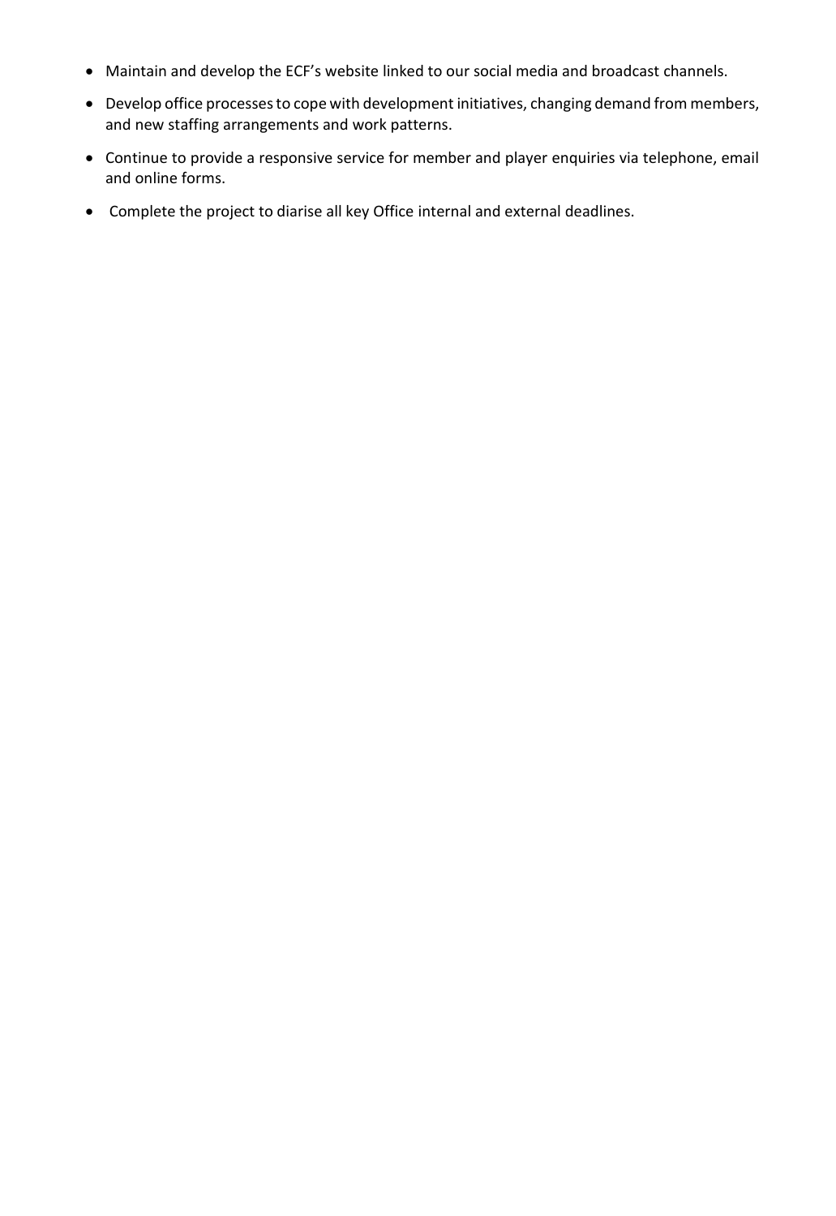- Maintain and develop the ECF's website linked to our social media and broadcast channels.
- Develop office processes to cope with development initiatives, changing demand from members, and new staffing arrangements and work patterns.
- Continue to provide a responsive service for member and player enquiries via telephone, email and online forms.
- Complete the project to diarise all key Office internal and external deadlines.